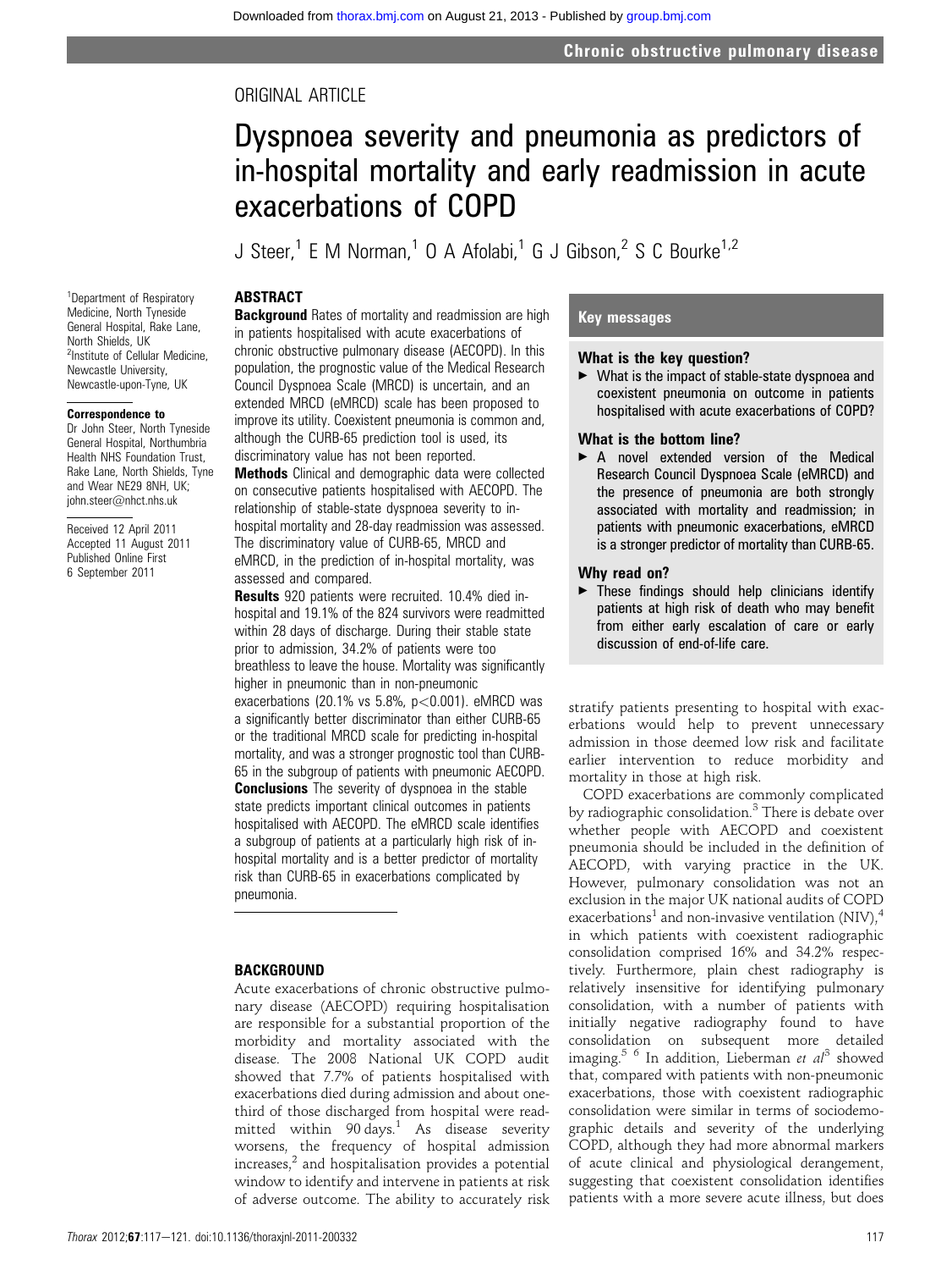ORIGINAL ARTICLE

# Dyspnoea severity and pneumonia as predictors of in-hospital mortality and early readmission in acute exacerbations of COPD

J Steer,[1] E M Norman,[1] O A Afolabi,[1] G J Gibson,[2] S C Bourke[1,2]

[1]Department of Respiratory Medicine, North Tyneside General Hospital, Rake Lane, North Shields, UK
[2]Institute of Cellular Medicine, Newcastle University, Newcastle-upon-Tyne, UK

**Correspondence to**
Dr John Steer, North Tyneside General Hospital, Northumbria Health NHS Foundation Trust, Rake Lane, North Shields, Tyne and Wear NE29 8NH, UK; john.steer@nhct.nhs.uk

Received 12 April 2011
Accepted 11 August 2011
Published Online First 6 September 2011

## ABSTRACT

**Background** Rates of mortality and readmission are high in patients hospitalised with acute exacerbations of chronic obstructive pulmonary disease (AECOPD). In this population, the prognostic value of the Medical Research Council Dyspnoea Scale (MRCD) is uncertain, and an extended MRCD (eMRCD) scale has been proposed to improve its utility. Coexistent pneumonia is common and, although the CURB-65 prediction tool is used, its discriminatory value has not been reported.

**Methods** Clinical and demographic data were collected on consecutive patients hospitalised with AECOPD. The relationship of stable-state dyspnoea severity to in-hospital mortality and 28-day readmission was assessed. The discriminatory value of CURB-65, MRCD and eMRCD, in the prediction of in-hospital mortality, was assessed and compared.

**Results** 920 patients were recruited. 10.4% died in-hospital and 19.1% of the 824 survivors were readmitted within 28 days of discharge. During their stable state prior to admission, 34.2% of patients were too breathless to leave the house. Mortality was significantly higher in pneumonic than in non-pneumonic exacerbations (20.1% vs 5.8%, $p<0.001$). eMRCD was a significantly better discriminator than either CURB-65 or the traditional MRCD scale for predicting in-hospital mortality, and was a stronger prognostic tool than CURB-65 in the subgroup of patients with pneumonic AECOPD.

**Conclusions** The severity of dyspnoea in the stable state predicts important clinical outcomes in patients hospitalised with AECOPD. The eMRCD scale identifies a subgroup of patients at a particularly high risk of in-hospital mortality and is a better predictor of mortality risk than CURB-65 in exacerbations complicated by pneumonia.

## Key messages

### What is the key question?

- What is the impact of stable-state dyspnoea and coexistent pneumonia on outcome in patients hospitalised with acute exacerbations of COPD?

### What is the bottom line?

- A novel extended version of the Medical Research Council Dyspnoea Scale (eMRCD) and the presence of pneumonia are both strongly associated with mortality and readmission; in patients with pneumonic exacerbations, eMRCD is a stronger predictor of mortality than CURB-65.

### Why read on?

- These findings should help clinicians identify patients at high risk of death who may benefit from either early escalation of care or early discussion of end-of-life care.

## BACKGROUND

Acute exacerbations of chronic obstructive pulmonary disease (AECOPD) requiring hospitalisation are responsible for a substantial proportion of the morbidity and mortality associated with the disease. The 2008 National UK COPD audit showed that 7.7% of patients hospitalised with exacerbations died during admission and about one-third of those discharged from hospital were readmitted within 90 days.[1] As disease severity worsens, the frequency of hospital admission increases,[2] and hospitalisation provides a potential window to identify and intervene in patients at risk of adverse outcome. The ability to accurately risk stratify patients presenting to hospital with exacerbations would help to prevent unnecessary admission in those deemed low risk and facilitate earlier intervention to reduce morbidity and mortality in those at high risk.

COPD exacerbations are commonly complicated by radiographic consolidation.[3] There is debate over whether people with AECOPD and coexistent pneumonia should be included in the definition of AECOPD, with varying practice in the UK. However, pulmonary consolidation was not an exclusion in the major UK national audits of COPD exacerbations[1] and non-invasive ventilation (NIV),[4] in which patients with coexistent radiographic consolidation comprised 16% and 34.2% respectively. Furthermore, plain chest radiography is relatively insensitive for identifying pulmonary consolidation, with a number of patients with initially negative radiography found to have consolidation on subsequent more detailed imaging.[5 6] In addition, Lieberman *et al*[3] showed that, compared with patients with non-pneumonic exacerbations, those with coexistent radiographic consolidation were similar in terms of sociodemographic details and severity of the underlying COPD, although they had more abnormal markers of acute clinical and physiological derangement, suggesting that coexistent consolidation identifies patients with a more severe acute illness, but does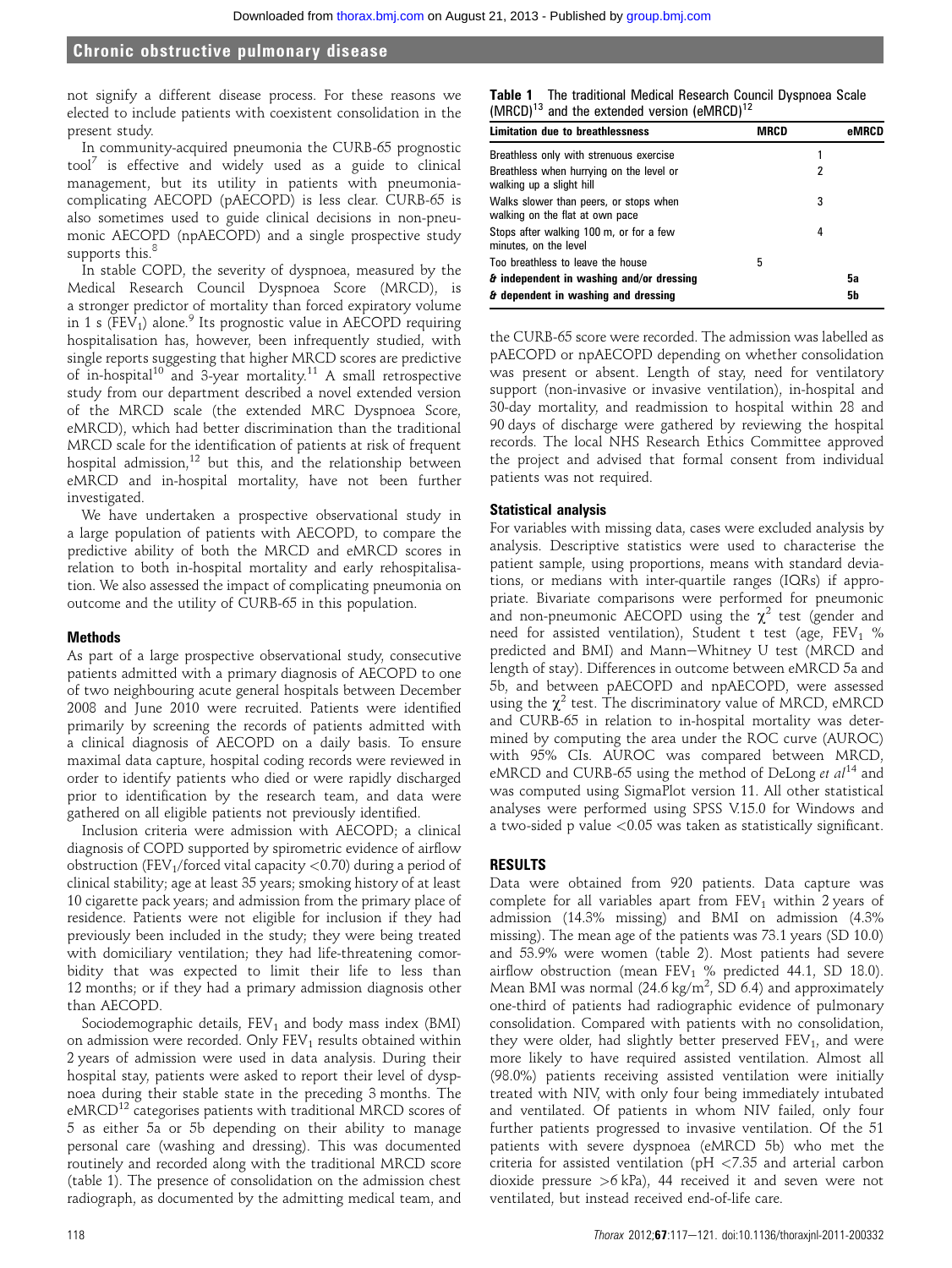not signify a different disease process. For these reasons we elected to include patients with coexistent consolidation in the present study.

In community-acquired pneumonia the CURB-65 prognostic tool[7] is effective and widely used as a guide to clinical management, but its utility in patients with pneumonia-complicating AECOPD (pAECOPD) is less clear. CURB-65 is also sometimes used to guide clinical decisions in non-pneumonic AECOPD (npAECOPD) and a single prospective study supports this.[8]

In stable COPD, the severity of dyspnoea, measured by the Medical Research Council Dyspnoea Score (MRCD), is a stronger predictor of mortality than forced expiratory volume in 1 s ($FEV_1$) alone.[9] Its prognostic value in AECOPD requiring hospitalisation has, however, been infrequently studied, with single reports suggesting that higher MRCD scores are predictive of in-hospital[10] and 3-year mortality.[11] A small retrospective study from our department described a novel extended version of the MRCD scale (the extended MRC Dyspnoea Score, eMRCD), which had better discrimination than the traditional MRCD scale for the identification of patients at risk of frequent hospital admission,[12] but this, and the relationship between eMRCD and in-hospital mortality, have not been further investigated.

We have undertaken a prospective observational study in a large population of patients with AECOPD, to compare the predictive ability of both the MRCD and eMRCD scores in relation to both in-hospital mortality and early rehospitalisation. We also assessed the impact of complicating pneumonia on outcome and the utility of CURB-65 in this population.

## Methods

As part of a large prospective observational study, consecutive patients admitted with a primary diagnosis of AECOPD to one of two neighbouring acute general hospitals between December 2008 and June 2010 were recruited. Patients were identified primarily by screening the records of patients admitted with a clinical diagnosis of AECOPD on a daily basis. To ensure maximal data capture, hospital coding records were reviewed in order to identify patients who died or were rapidly discharged prior to identification by the research team, and data were gathered on all eligible patients not previously identified.

Inclusion criteria were admission with AECOPD; a clinical diagnosis of COPD supported by spirometric evidence of airflow obstruction ($FEV_1$/forced vital capacity <0.70) during a period of clinical stability; age at least 35 years; smoking history of at least 10 cigarette pack years; and admission from the primary place of residence. Patients were not eligible for inclusion if they had previously been included in the study; they were being treated with domiciliary ventilation; they had life-threatening comorbidity that was expected to limit their life to less than 12 months; or if they had a primary admission diagnosis other than AECOPD.

Sociodemographic details, $FEV_1$ and body mass index (BMI) on admission were recorded. Only $FEV_1$ results obtained within 2 years of admission were used in data analysis. During their hospital stay, patients were asked to report their level of dyspnoea during their stable state in the preceding 3 months. The eMRCD[12] categorises patients with traditional MRCD scores of 5 as either 5a or 5b depending on their ability to manage personal care (washing and dressing). This was documented routinely and recorded along with the traditional MRCD score (table 1). The presence of consolidation on the admission chest radiograph, as documented by the admitting medical team, and the CURB-65 score were recorded. The admission was labelled as pAECOPD or npAECOPD depending on whether consolidation was present or absent. Length of stay, need for ventilatory support (non-invasive or invasive ventilation), in-hospital and 30-day mortality, and readmission to hospital within 28 and 90 days of discharge were gathered by reviewing the hospital records. The local NHS Research Ethics Committee approved the project and advised that formal consent from individual patients was not required.

**Table 1** The traditional Medical Research Council Dyspnoea Scale (MRCD)[13] and the extended version (eMRCD)[12]

| Limitation due to breathlessness | MRCD | eMRCD |
|---|---|---|
| Breathless only with strenuous exercise | 1 | |
| Breathless when hurrying on the level or walking up a slight hill | 2 | |
| Walks slower than peers, or stops when walking on the flat at own pace | 3 | |
| Stops after walking 100 m, or for a few minutes, on the level | 4 | |
| Too breathless to leave the house | 5 | |
| **& independent in washing and/or dressing** | | **5a** |
| **& dependent in washing and dressing** | | **5b** |

### Statistical analysis

For variables with missing data, cases were excluded analysis by analysis. Descriptive statistics were used to characterise the patient sample, using proportions, means with standard deviations, or medians with inter-quartile ranges (IQRs) if appropriate. Bivariate comparisons were performed for pneumonic and non-pneumonic AECOPD using the $\chi^2$ test (gender and need for assisted ventilation), Student t test (age, $FEV_1$ % predicted and BMI) and Mann–Whitney U test (MRCD and length of stay). Differences in outcome between eMRCD 5a and 5b, and between pAECOPD and npAECOPD, were assessed using the $\chi^2$ test. The discriminatory value of MRCD, eMRCD and CURB-65 in relation to in-hospital mortality was determined by computing the area under the ROC curve (AUROC) with 95% CIs. AUROC was compared between MRCD, eMRCD and CURB-65 using the method of DeLong *et al*[14] and was computed using SigmaPlot version 11. All other statistical analyses were performed using SPSS V.15.0 for Windows and a two-sided p value <0.05 was taken as statistically significant.

## RESULTS

Data were obtained from 920 patients. Data capture was complete for all variables apart from $FEV_1$ within 2 years of admission (14.3% missing) and BMI on admission (4.3% missing). The mean age of the patients was 73.1 years (SD 10.0) and 53.9% were women (table 2). Most patients had severe airflow obstruction (mean $FEV_1$ % predicted 44.1, SD 18.0). Mean BMI was normal (24.6 kg/m$^2$, SD 6.4) and approximately one-third of patients had radiographic evidence of pulmonary consolidation. Compared with patients with no consolidation, they were older, had slightly better preserved $FEV_1$, and were more likely to have required assisted ventilation. Almost all (98.0%) patients receiving assisted ventilation were initially treated with NIV, with only four being immediately intubated and ventilated. Of patients in whom NIV failed, only four further patients progressed to invasive ventilation. Of the 51 patients with severe dyspnoea (eMRCD 5b) who met the criteria for assisted ventilation (pH <7.35 and arterial carbon dioxide pressure >6 kPa), 44 received it and seven were not ventilated, but instead received end-of-life care.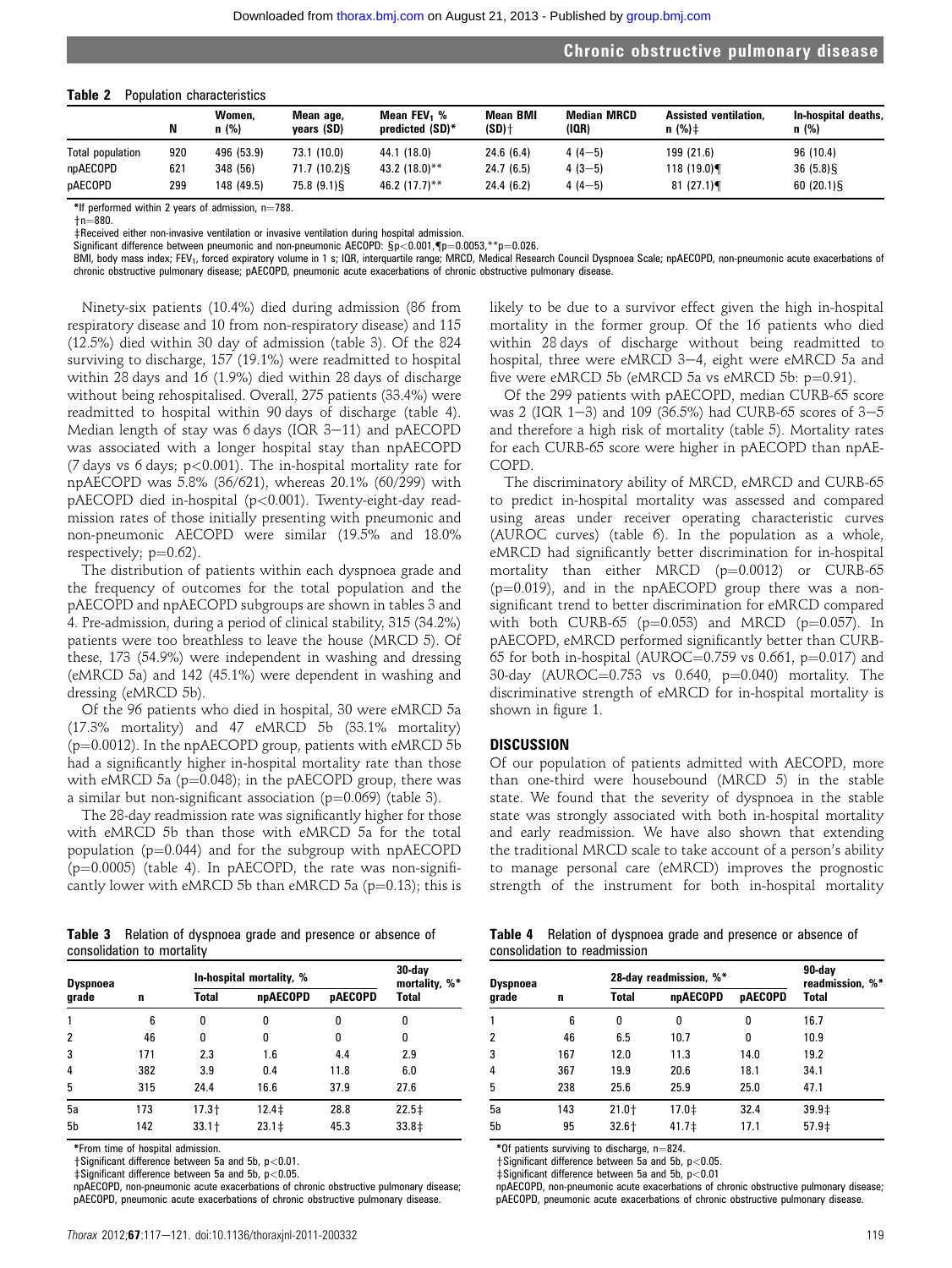**Table 2** Population characteristics

| | N | Women, n (%) | Mean age, years (SD) | Mean $FEV_1$ % predicted (SD)* | Mean BMI (SD)† | Median MRCD (IQR) | Assisted ventilation, n (%)‡ | In-hospital deaths, n (%) |
|---|---|---|---|---|---|---|---|---|
| Total population | 920 | 496 (53.9) | 73.1 (10.0) | 44.1 (18.0) | 24.6 (6.4) | 4 (4–5) | 199 (21.6) | 96 (10.4) |
| npAECOPD | 621 | 348 (56) | 71.7 (10.2)§ | 43.2 (18.0)** | 24.7 (6.5) | 4 (3–5) | 118 (19.0)¶ | 36 (5.8)§ |
| pAECOPD | 299 | 148 (49.5) | 75.8 (9.1)§ | 46.2 (17.7)** | 24.4 (6.2) | 4 (4–5) | 81 (27.1)¶ | 60 (20.1)§ |

*If performed within 2 years of admission, n=788.
†n=880.
‡Received either non-invasive ventilation or invasive ventilation during hospital admission.
Significant difference between pneumonic and non-pneumonic AECOPD: §p<0.001,¶p=0.0053,**p=0.026.
BMI, body mass index; $FEV_1$, forced expiratory volume in 1 s; IQR, interquartile range; MRCD, Medical Research Council Dyspnoea Scale; npAECOPD, non-pneumonic acute exacerbations of chronic obstructive pulmonary disease; pAECOPD, pneumonic acute exacerbations of chronic obstructive pulmonary disease.

Ninety-six patients (10.4%) died during admission (86 from respiratory disease and 10 from non-respiratory disease) and 115 (12.5%) died within 30 day of admission (table 3). Of the 824 surviving to discharge, 157 (19.1%) were readmitted to hospital within 28 days and 16 (1.9%) died within 28 days of discharge without being rehospitalised. Overall, 275 patients (33.4%) were readmitted to hospital within 90 days of discharge (table 4). Median length of stay was 6 days (IQR 3–11) and pAECOPD was associated with a longer hospital stay than npAECOPD (7 days vs 6 days; p<0.001). The in-hospital mortality rate for npAECOPD was 5.8% (36/621), whereas 20.1% (60/299) with pAECOPD died in-hospital (p<0.001). Twenty-eight-day readmission rates of those initially presenting with pneumonic and non-pneumonic AECOPD were similar (19.5% and 18.0% respectively; p=0.62).

The distribution of patients within each dyspnoea grade and the frequency of outcomes for the total population and the pAECOPD and npAECOPD subgroups are shown in tables 3 and 4. Pre-admission, during a period of clinical stability, 315 (34.2%) patients were too breathless to leave the house (MRCD 5). Of these, 173 (54.9%) were independent in washing and dressing (eMRCD 5a) and 142 (45.1%) were dependent in washing and dressing (eMRCD 5b).

Of the 96 patients who died in hospital, 30 were eMRCD 5a (17.3% mortality) and 47 eMRCD 5b (33.1% mortality) (p=0.0012). In the npAECOPD group, patients with eMRCD 5b had a significantly higher in-hospital mortality rate than those with eMRCD 5a (p=0.048); in the pAECOPD group, there was a similar but non-significant association (p=0.069) (table 3).

The 28-day readmission rate was significantly higher for those with eMRCD 5b than those with eMRCD 5a for the total population (p=0.044) and for the subgroup with npAECOPD (p=0.0005) (table 4). In pAECOPD, the rate was non-significantly lower with eMRCD 5b than eMRCD 5a (p=0.13); this is likely to be due to a survivor effect given the high in-hospital mortality in the former group. Of the 16 patients who died within 28 days of discharge without being readmitted to hospital, three were eMRCD 3–4, eight were eMRCD 5a and five were eMRCD 5b (eMRCD 5a vs eMRCD 5b: p=0.91).

Of the 299 patients with pAECOPD, median CURB-65 score was 2 (IQR 1–3) and 109 (36.5%) had CURB-65 scores of 3–5 and therefore a high risk of mortality (table 5). Mortality rates for each CURB-65 score were higher in pAECOPD than npAECOPD.

The discriminatory ability of MRCD, eMRCD and CURB-65 to predict in-hospital mortality was assessed and compared using areas under receiver operating characteristic curves (AUROC curves) (table 6). In the population as a whole, eMRCD had significantly better discrimination for in-hospital mortality than either MRCD (p=0.0012) or CURB-65 (p=0.019), and in the npAECOPD group there was a non-significant trend to better discrimination for eMRCD compared with both CURB-65 (p=0.053) and MRCD (p=0.057). In pAECOPD, eMRCD performed significantly better than CURB-65 for both in-hospital (AUROC=0.759 vs 0.661, p=0.017) and 30-day (AUROC=0.753 vs 0.640, p=0.040) mortality. The discriminative strength of eMRCD for in-hospital mortality is shown in figure 1.

## DISCUSSION

Of our population of patients admitted with AECOPD, more than one-third were housebound (MRCD 5) in the stable state. We found that the severity of dyspnoea in the stable state was strongly associated with both in-hospital mortality and early readmission. We have also shown that extending the traditional MRCD scale to take account of a person's ability to manage personal care (eMRCD) improves the prognostic strength of the instrument for both in-hospital mortality

**Table 3** Relation of dyspnoea grade and presence or absence of consolidation to mortality

| Dyspnoea grade | n | In-hospital mortality, % | | | 30-day mortality, %* |
|---|---|---|---|---|---|
| | | Total | npAECOPD | pAECOPD | Total |
| 1 | 6 | 0 | 0 | 0 | 0 |
| 2 | 46 | 0 | 0 | 0 | 0 |
| 3 | 171 | 2.3 | 1.6 | 4.4 | 2.9 |
| 4 | 382 | 3.9 | 0.4 | 11.8 | 6.0 |
| 5 | 315 | 24.4 | 16.6 | 37.9 | 27.6 |
| 5a | 173 | 17.3† | 12.4‡ | 28.8 | 22.5‡ |
| 5b | 142 | 33.1† | 23.1‡ | 45.3 | 33.8‡ |

*From time of hospital admission.
†Significant difference between 5a and 5b, p<0.01.
‡Significant difference between 5a and 5b, p<0.05.
npAECOPD, non-pneumonic acute exacerbations of chronic obstructive pulmonary disease; pAECOPD, pneumonic acute exacerbations of chronic obstructive pulmonary disease.

**Table 4** Relation of dyspnoea grade and presence or absence of consolidation to readmission

| Dyspnoea grade | n | 28-day readmission, %* | | | 90-day readmission, %* |
|---|---|---|---|---|---|
| | | Total | npAECOPD | pAECOPD | Total |
| 1 | 6 | 0 | 0 | 0 | 16.7 |
| 2 | 46 | 6.5 | 10.7 | 0 | 10.9 |
| 3 | 167 | 12.0 | 11.3 | 14.0 | 19.2 |
| 4 | 367 | 19.9 | 20.6 | 18.1 | 34.1 |
| 5 | 238 | 25.6 | 25.9 | 25.0 | 47.1 |
| 5a | 143 | 21.0† | 17.0‡ | 32.4 | 39.9‡ |
| 5b | 95 | 32.6† | 41.7‡ | 17.1 | 57.9‡ |

*Of patients surviving to discharge, n=824.
†Significant difference between 5a and 5b, p<0.05.
‡Significant difference between 5a and 5b, p<0.01
npAECOPD, non-pneumonic acute exacerbations of chronic obstructive pulmonary disease; pAECOPD, pneumonic acute exacerbations of chronic obstructive pulmonary disease.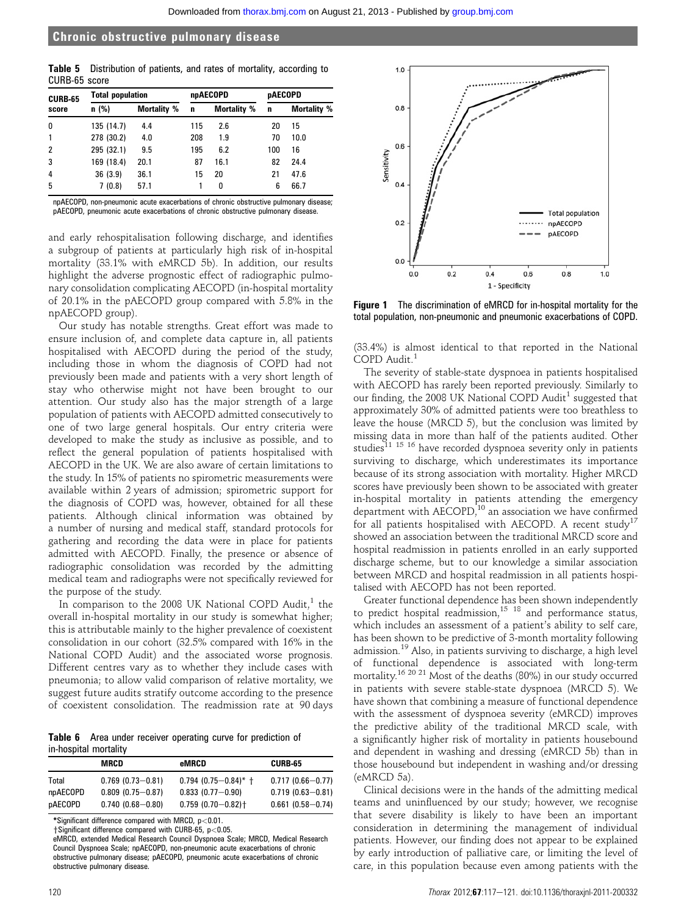**Table 5** Distribution of patients, and rates of mortality, according to CURB-65 score

| CURB-65 score | Total population | | npAECOPD | | pAECOPD | |
|---|---|---|---|---|---|---|
| | n (%) | Mortality % | n | Mortality % | n | Mortality % |
| 0 | 135 (14.7) | 4.4 | 115 | 2.6 | 20 | 15 |
| 1 | 278 (30.2) | 4.0 | 208 | 1.9 | 70 | 10.0 |
| 2 | 295 (32.1) | 9.5 | 195 | 6.2 | 100 | 16 |
| 3 | 169 (18.4) | 20.1 | 87 | 16.1 | 82 | 24.4 |
| 4 | 36 (3.9) | 36.1 | 15 | 20 | 21 | 47.6 |
| 5 | 7 (0.8) | 57.1 | 1 | 0 | 6 | 66.7 |

npAECOPD, non-pneumonic acute exacerbations of chronic obstructive pulmonary disease; pAECOPD, pneumonic acute exacerbations of chronic obstructive pulmonary disease.

and early rehospitalisation following discharge, and identifies a subgroup of patients at particularly high risk of in-hospital mortality (33.1% with eMRCD 5b). In addition, our results highlight the adverse prognostic effect of radiographic pulmonary consolidation complicating AECOPD (in-hospital mortality of 20.1% in the pAECOPD group compared with 5.8% in the npAECOPD group).

Our study has notable strengths. Great effort was made to ensure inclusion of, and complete data capture in, all patients hospitalised with AECOPD during the period of the study, including those in whom the diagnosis of COPD had not previously been made and patients with a very short length of stay who otherwise might not have been brought to our attention. Our study also has the major strength of a large population of patients with AECOPD admitted consecutively to one of two large general hospitals. Our entry criteria were developed to make the study as inclusive as possible, and to reflect the general population of patients hospitalised with AECOPD in the UK. We are also aware of certain limitations to the study. In 15% of patients no spirometric measurements were available within 2 years of admission; spirometric support for the diagnosis of COPD was, however, obtained for all these patients. Although clinical information was obtained by a number of nursing and medical staff, standard protocols for gathering and recording the data were in place for patients admitted with AECOPD. Finally, the presence or absence of radiographic consolidation was recorded by the admitting medical team and radiographs were not specifically reviewed for the purpose of the study.

In comparison to the 2008 UK National COPD Audit,[1] the overall in-hospital mortality in our study is somewhat higher; this is attributable mainly to the higher prevalence of coexistent consolidation in our cohort (32.5% compared with 16% in the National COPD Audit) and the associated worse prognosis. Different centres vary as to whether they include cases with pneumonia; to allow valid comparison of relative mortality, we suggest future audits stratify outcome according to the presence of coexistent consolidation. The readmission rate at 90 days (33.4%) is almost identical to that reported in the National COPD Audit.[1]

**Table 6** Area under receiver operating curve for prediction of in-hospital mortality

| | MRCD | eMRCD | CURB-65 |
|---|---|---|---|
| Total | 0.769 (0.73–0.81) | 0.794 (0.75–0.84)* † | 0.717 (0.66–0.77) |
| npAECOPD | 0.809 (0.75–0.87) | 0.833 (0.77–0.90) | 0.719 (0.63–0.81) |
| pAECOPD | 0.740 (0.68–0.80) | 0.759 (0.70–0.82)† | 0.661 (0.58–0.74) |

*Significant difference compared with MRCD, $p<0.01$.
†Significant difference compared with CURB-65, $p<0.05$.
eMRCD, extended Medical Research Council Dyspnoea Scale; MRCD, Medical Research Council Dyspnoea Scale; npAECOPD, non-pneumonic acute exacerbations of chronic obstructive pulmonary disease; pAECOPD, pneumonic acute exacerbations of chronic obstructive pulmonary disease.

**Figure 1** The discrimination of eMRCD for in-hospital mortality for the total population, non-pneumonic and pneumonic exacerbations of COPD.

The severity of stable-state dyspnoea in patients hospitalised with AECOPD has rarely been reported previously. Similarly to our finding, the 2008 UK National COPD Audit[1] suggested that approximately 30% of admitted patients were too breathless to leave the house (MRCD 5), but the conclusion was limited by missing data in more than half of the patients audited. Other studies[11 15 16] have recorded dyspnoea severity only in patients surviving to discharge, which underestimates its importance because of its strong association with mortality. Higher MRCD scores have previously been shown to be associated with greater in-hospital mortality in patients attending the emergency department with AECOPD,[10] an association we have confirmed for all patients hospitalised with AECOPD. A recent study[17] showed an association between the traditional MRCD score and hospital readmission in patients enrolled in an early supported discharge scheme, but to our knowledge a similar association between MRCD and hospital readmission in all patients hospitalised with AECOPD has not been reported.

Greater functional dependence has been shown independently to predict hospital readmission,[15 18] and performance status, which includes an assessment of a patient's ability to self care, has been shown to be predictive of 3-month mortality following admission.[19] Also, in patients surviving to discharge, a high level of functional dependence is associated with long-term mortality.[16 20 21] Most of the deaths (80%) in our study occurred in patients with severe stable-state dyspnoea (MRCD 5). We have shown that combining a measure of functional dependence with the assessment of dyspnoea severity (eMRCD) improves the predictive ability of the traditional MRCD scale, with a significantly higher risk of mortality in patients housebound and dependent in washing and dressing (eMRCD 5b) than in those housebound but independent in washing and/or dressing (eMRCD 5a).

Clinical decisions were in the hands of the admitting medical teams and uninfluenced by our study; however, we recognise that severe disability is likely to have been an important consideration in determining the management of individual patients. However, our finding does not appear to be explained by early introduction of palliative care, or limiting the level of care, in this population because even among patients with the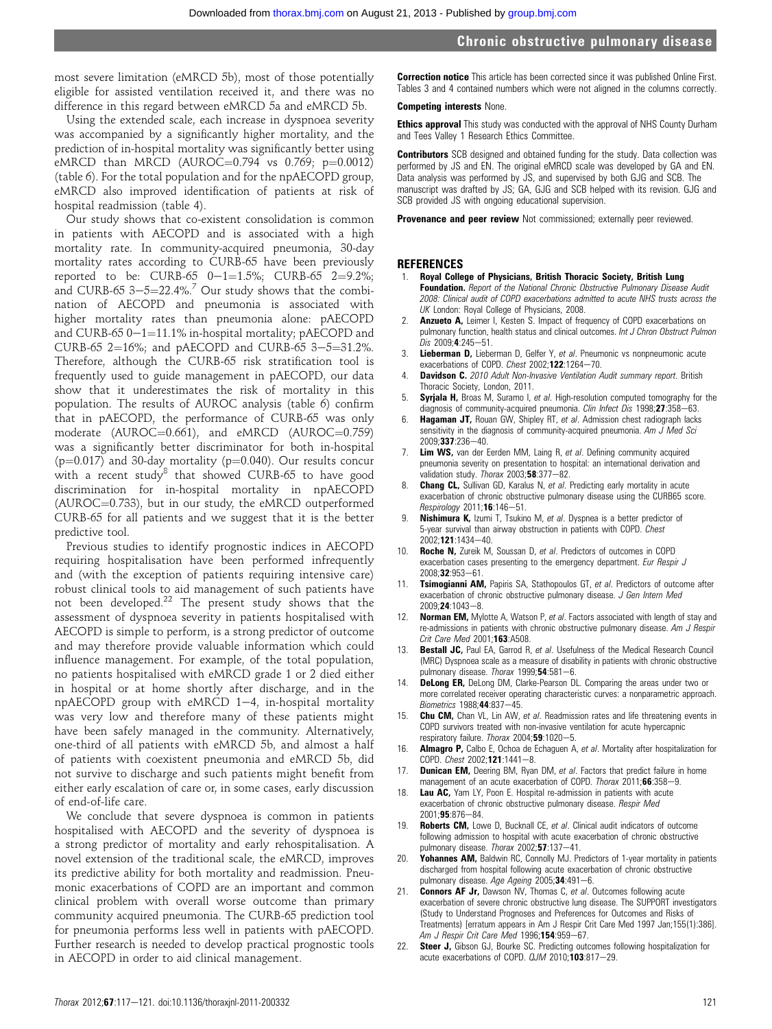most severe limitation (eMRCD 5b), most of those potentially eligible for assisted ventilation received it, and there was no difference in this regard between eMRCD 5a and eMRCD 5b.

Using the extended scale, each increase in dyspnoea severity was accompanied by a significantly higher mortality, and the prediction of in-hospital mortality was significantly better using eMRCD than MRCD (AUROC=0.794 vs 0.769; p=0.0012) (table 6). For the total population and for the npAECOPD group, eMRCD also improved identification of patients at risk of hospital readmission (table 4).

Our study shows that co-existent consolidation is common in patients with AECOPD and is associated with a high mortality rate. In community-acquired pneumonia, 30-day mortality rates according to CURB-65 have been previously reported to be: CURB-65 0−1=1.5%; CURB-65 2=9.2%; and CURB-65 3−5=22.4%.[7] Our study shows that the combination of AECOPD and pneumonia is associated with higher mortality rates than pneumonia alone: pAECOPD and CURB-65 0−1=11.1% in-hospital mortality; pAECOPD and CURB-65 2=16%; and pAECOPD and CURB-65 3−5=31.2%. Therefore, although the CURB-65 risk stratification tool is frequently used to guide management in pAECOPD, our data show that it underestimates the risk of mortality in this population. The results of AUROC analysis (table 6) confirm that in pAECOPD, the performance of CURB-65 was only moderate (AUROC=0.661), and eMRCD (AUROC=0.759) was a significantly better discriminator for both in-hospital (p=0.017) and 30-day mortality (p=0.040). Our results concur with a recent study[8] that showed CURB-65 to have good discrimination for in-hospital mortality in npAECOPD (AUROC=0.733), but in our study, the eMRCD outperformed CURB-65 for all patients and we suggest that it is the better predictive tool.

Previous studies to identify prognostic indices in AECOPD requiring hospitalisation have been performed infrequently and (with the exception of patients requiring intensive care) robust clinical tools to aid management of such patients have not been developed.[22] The present study shows that the assessment of dyspnoea severity in patients hospitalised with AECOPD is simple to perform, is a strong predictor of outcome and may therefore provide valuable information which could influence management. For example, of the total population, no patients hospitalised with eMRCD grade 1 or 2 died either in hospital or at home shortly after discharge, and in the npAECOPD group with eMRCD 1−4, in-hospital mortality was very low and therefore many of these patients might have been safely managed in the community. Alternatively, one-third of all patients with eMRCD 5b, and almost a half of patients with coexistent pneumonia and eMRCD 5b, did not survive to discharge and such patients might benefit from either early escalation of care or, in some cases, early discussion of end-of-life care.

We conclude that severe dyspnoea is common in patients hospitalised with AECOPD and the severity of dyspnoea is a strong predictor of mortality and early rehospitalisation. A novel extension of the traditional scale, the eMRCD, improves its predictive ability for both mortality and readmission. Pneumonic exacerbations of COPD are an important and common clinical problem with overall worse outcome than primary community acquired pneumonia. The CURB-65 prediction tool for pneumonia performs less well in patients with pAECOPD. Further research is needed to develop practical prognostic tools in AECOPD in order to aid clinical management.

**Correction notice** This article has been corrected since it was published Online First. Tables 3 and 4 contained numbers which were not aligned in the columns correctly.

**Competing interests** None.

**Ethics approval** This study was conducted with the approval of NHS County Durham and Tees Valley 1 Research Ethics Committee.

**Contributors** SCB designed and obtained funding for the study. Data collection was performed by JS and EN. The original eMRCD scale was developed by GA and EN. Data analysis was performed by JS, and supervised by both GJG and SCB. The manuscript was drafted by JS; GA, GJG and SCB helped with its revision. GJG and SCB provided JS with ongoing educational supervision.

**Provenance and peer review** Not commissioned; externally peer reviewed.

## REFERENCES

1. **Royal College of Physicians, British Thoracic Society, British Lung Foundation.** *Report of the National Chronic Obstructive Pulmonary Disease Audit 2008: Clinical audit of COPD exacerbations admitted to acute NHS trusts across the UK* London: Royal College of Physicians, 2008.
2. **Anzueto A,** Leimer I, Kesten S. Impact of frequency of COPD exacerbations on pulmonary function, health status and clinical outcomes. *Int J Chron Obstruct Pulmon Dis* 2009;**4**:245−51.
3. **Lieberman D,** Lieberman D, Gelfer Y, *et al*. Pneumonic vs nonpneumonic acute exacerbations of COPD. *Chest* 2002;**122**:1264−70.
4. **Davidson C.** *2010 Adult Non-Invasive Ventilation Audit summary report*. British Thoracic Society, London, 2011.
5. **Syrjala H,** Broas M, Suramo I, *et al*. High-resolution computed tomography for the diagnosis of community-acquired pneumonia. *Clin Infect Dis* 1998;**27**:358−63.
6. **Hagaman JT,** Rouan GW, Shipley RT, *et al*. Admission chest radiograph lacks sensitivity in the diagnosis of community-acquired pneumonia. *Am J Med Sci* 2009;**337**:236−40.
7. **Lim WS,** van der Eerden MM, Laing R, *et al*. Defining community acquired pneumonia severity on presentation to hospital: an international derivation and validation study. *Thorax* 2003;**58**:377−82.
8. **Chang CL,** Sullivan GD, Karalus N, *et al*. Predicting early mortality in acute exacerbation of chronic obstructive pulmonary disease using the CURB65 score. *Respirology* 2011;**16**:146−51.
9. **Nishimura K,** Izumi T, Tsukino M, *et al*. Dyspnea is a better predictor of 5-year survival than airway obstruction in patients with COPD. *Chest* 2002;**121**:1434−40.
10. **Roche N,** Zureik M, Soussan D, *et al*. Predictors of outcomes in COPD exacerbation cases presenting to the emergency department. *Eur Respir J* 2008;**32**:953−61.
11. **Tsimogianni AM,** Papiris SA, Stathopoulos GT, *et al*. Predictors of outcome after exacerbation of chronic obstructive pulmonary disease. *J Gen Intern Med* 2009;**24**:1043−8.
12. **Norman EM,** Mylotte A, Watson P, *et al*. Factors associated with length of stay and re-admissions in patients with chronic obstructive pulmonary disease. *Am J Respir Crit Care Med* 2001;**163**:A508.
13. **Bestall JC,** Paul EA, Garrod R, *et al*. Usefulness of the Medical Research Council (MRC) Dyspnoea scale as a measure of disability in patients with chronic obstructive pulmonary disease. *Thorax* 1999;**54**:581−6.
14. **DeLong ER,** DeLong DM, Clarke-Pearson DL. Comparing the areas under two or more correlated receiver operating characteristic curves: a nonparametric approach. *Biometrics* 1988;**44**:837−45.
15. **Chu CM,** Chan VL, Lin AW, *et al*. Readmission rates and life threatening events in COPD survivors treated with non-invasive ventilation for acute hypercapnic respiratory failure. *Thorax* 2004;**59**:1020−5.
16. **Almagro P,** Calbo E, Ochoa de Echaguen A, *et al*. Mortality after hospitalization for COPD. *Chest* 2002;**121**:1441−8.
17. **Dunican EM,** Deering BM, Ryan DM, *et al*. Factors that predict failure in home management of an acute exacerbation of COPD. *Thorax* 2011;**66**:358−9.
18. **Lau AC,** Yam LY, Poon E. Hospital re-admission in patients with acute exacerbation of chronic obstructive pulmonary disease. *Respir Med* 2001;**95**:876−84.
19. **Roberts CM,** Lowe D, Bucknall CE, *et al*. Clinical audit indicators of outcome following admission to hospital with acute exacerbation of chronic obstructive pulmonary disease. *Thorax* 2002;**57**:137−41.
20. **Yohannes AM,** Baldwin RC, Connolly MJ. Predictors of 1-year mortality in patients discharged from hospital following acute exacerbation of chronic obstructive pulmonary disease. *Age Ageing* 2005;**34**:491−6.
21. **Connors AF Jr,** Dawson NV, Thomas C, *et al*. Outcomes following acute exacerbation of severe chronic obstructive lung disease. The SUPPORT investigators (Study to Understand Prognoses and Preferences for Outcomes and Risks of Treatments) [erratum appears in Am J Respir Crit Care Med 1997 Jan;155(1):386]. *Am J Respir Crit Care Med* 1996;**154**:959−67.
22. **Steer J,** Gibson GJ, Bourke SC. Predicting outcomes following hospitalization for acute exacerbations of COPD. *QJM* 2010;**103**:817−29.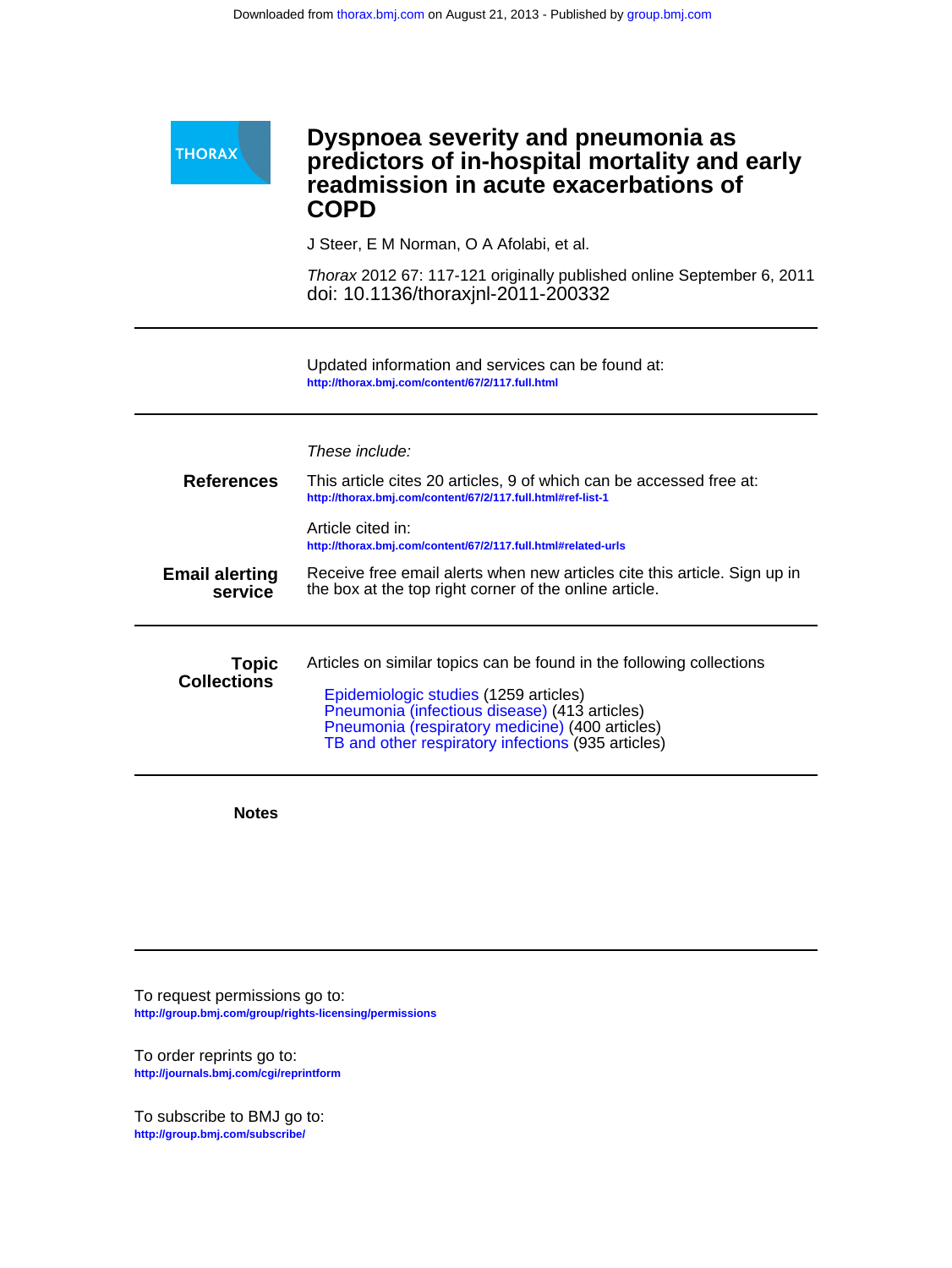Downloaded from thorax.bmj.com on August 21, 2013 - Published by group.bmj.com

THORAX

# Dyspnoea severity and pneumonia as predictors of in-hospital mortality and early readmission in acute exacerbations of COPD

J Steer, E M Norman, O A Afolabi, et al.

*Thorax* 2012 67: 117-121 originally published online September 6, 2011
doi: 10.1136/thoraxjnl-2011-200332

Updated information and services can be found at:
http://thorax.bmj.com/content/67/2/117.full.html

*These include:*

**References**

This article cites 20 articles, 9 of which can be accessed free at:
http://thorax.bmj.com/content/67/2/117.full.html#ref-list-1

Article cited in:
http://thorax.bmj.com/content/67/2/117.full.html#related-urls

**Email alerting service**

Receive free email alerts when new articles cite this article. Sign up in the box at the top right corner of the online article.

**Topic Collections**

Articles on similar topics can be found in the following collections

- Epidemiologic studies (1259 articles)
- Pneumonia (infectious disease) (413 articles)
- Pneumonia (respiratory medicine) (400 articles)
- TB and other respiratory infections (935 articles)

**Notes**

To request permissions go to:
http://group.bmj.com/group/rights-licensing/permissions

To order reprints go to:
http://journals.bmj.com/cgi/reprintform

To subscribe to BMJ go to:
http://group.bmj.com/subscribe/